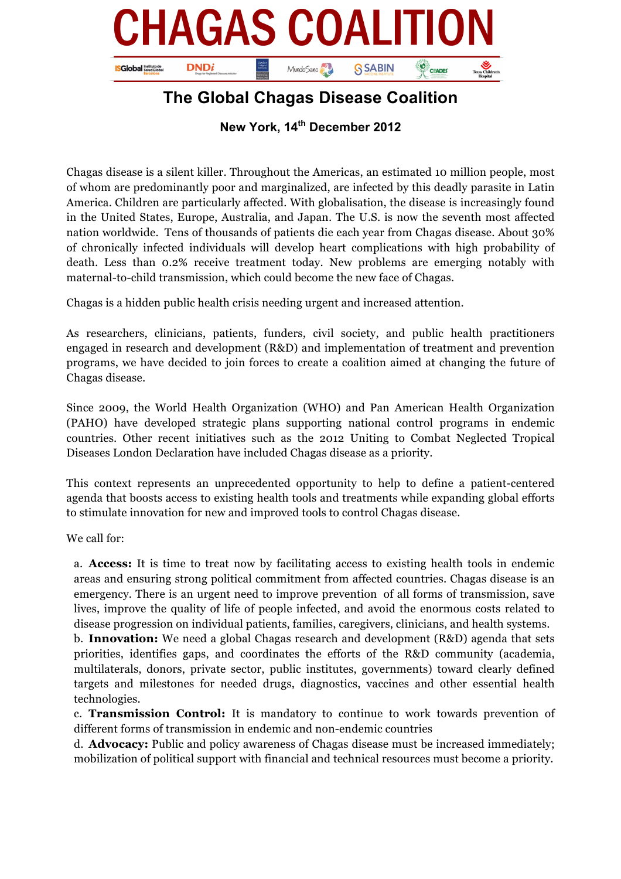# CHAGAS COALITION

## The Global Chagas Disease Coalition

**New York, 14th December 2012**

Chagas disease is a silent killer. Throughout the Americas, an estimated 10 million people, most of whom are predominantly poor and marginalized, are infected by this deadly parasite in Latin America. Children are particularly affected. With globalisation, the disease is increasingly found in the United States, Europe, Australia, and Japan. The U.S. is now the seventh most affected nation worldwide. Tens of thousands of patients die each year from Chagas disease. About 30% of chronically infected individuals will develop heart complications with high probability of death. Less than 0.2% receive treatment today. New problems are emerging notably with maternal-to-child transmission, which could become the new face of Chagas.

Chagas is a hidden public health crisis needing urgent and increased attention.

As researchers, clinicians, patients, funders, civil society, and public health practitioners engaged in research and development (R&D) and implementation of treatment and prevention programs, we have decided to join forces to create a coalition aimed at changing the future of Chagas disease.

Since 2009, the World Health Organization (WHO) and Pan American Health Organization (PAHO) have developed strategic plans supporting national control programs in endemic countries. Other recent initiatives such as the 2012 Uniting to Combat Neglected Tropical Diseases London Declaration have included Chagas disease as a priority.

This context represents an unprecedented opportunity to help to define a patient-centered agenda that boosts access to existing health tools and treatments while expanding global efforts to stimulate innovation for new and improved tools to control Chagas disease.

We call for:

a. **Access:** It is time to treat now by facilitating access to existing health tools in endemic areas and ensuring strong political commitment from affected countries. Chagas disease is an emergency. There is an urgent need to improve prevention of all forms of transmission, save lives, improve the quality of life of people infected, and avoid the enormous costs related to disease progression on individual patients, families, caregivers, clinicians, and health systems.
b. **Innovation:** We need a global Chagas research and development (R&D) agenda that sets priorities, identifies gaps, and coordinates the efforts of the R&D community (academia, multilaterals, donors, private sector, public institutes, governments) toward clearly defined targets and milestones for needed drugs, diagnostics, vaccines and other essential health technologies.
c. **Transmission Control:** It is mandatory to continue to work towards prevention of different forms of transmission in endemic and non-endemic countries
d. **Advocacy:** Public and policy awareness of Chagas disease must be increased immediately; mobilization of political support with financial and technical resources must become a priority.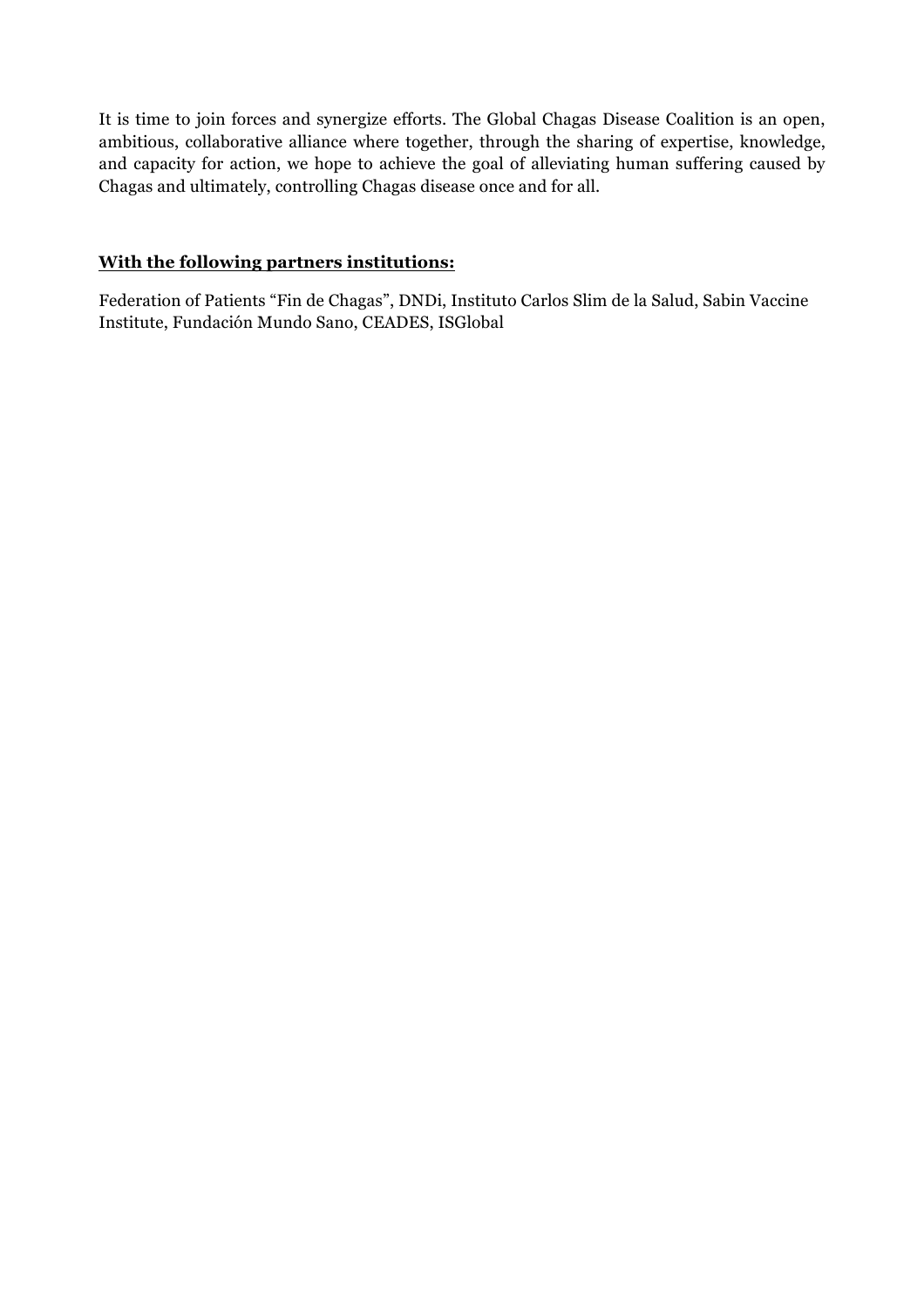It is time to join forces and synergize efforts. The Global Chagas Disease Coalition is an open, ambitious, collaborative alliance where together, through the sharing of expertise, knowledge, and capacity for action, we hope to achieve the goal of alleviating human suffering caused by Chagas and ultimately, controlling Chagas disease once and for all.

**With the following partners institutions:**

Federation of Patients "Fin de Chagas", DNDi, Instituto Carlos Slim de la Salud, Sabin Vaccine Institute, Fundación Mundo Sano, CEADES, ISGlobal